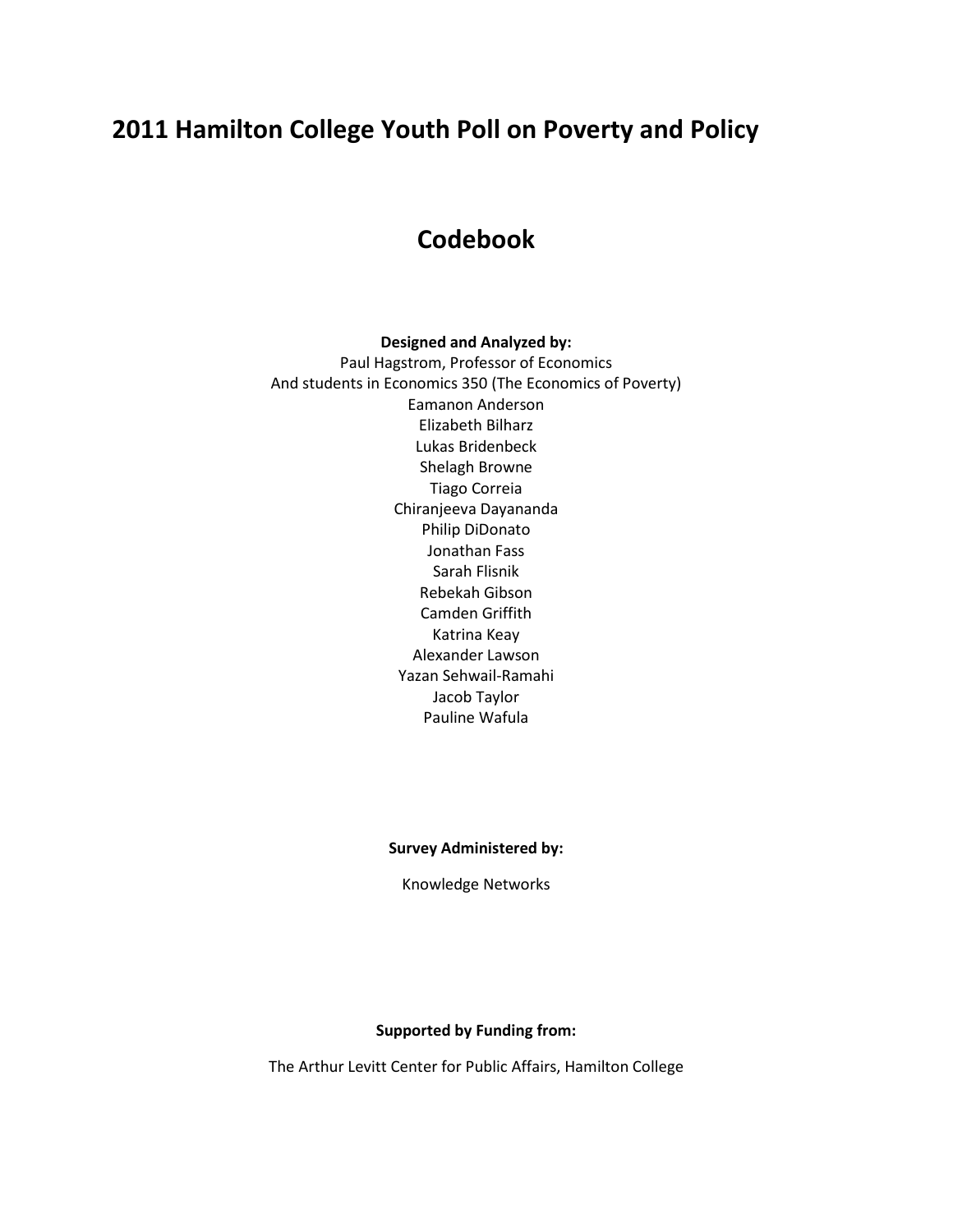# 2011 Hamilton College Youth Poll on Poverty and Policy

## Codebook

**Designed and Analyzed by:**

Paul Hagstrom, Professor of Economics
And students in Economics 350 (The Economics of Poverty)
Eamanon Anderson
Elizabeth Bilharz
Lukas Bridenbeck
Shelagh Browne
Tiago Correia
Chiranjeeva Dayananda
Philip DiDonato
Jonathan Fass
Sarah Flisnik
Rebekah Gibson
Camden Griffith
Katrina Keay
Alexander Lawson
Yazan Sehwail-Ramahi
Jacob Taylor
Pauline Wafula

**Survey Administered by:**

Knowledge Networks

**Supported by Funding from:**

The Arthur Levitt Center for Public Affairs, Hamilton College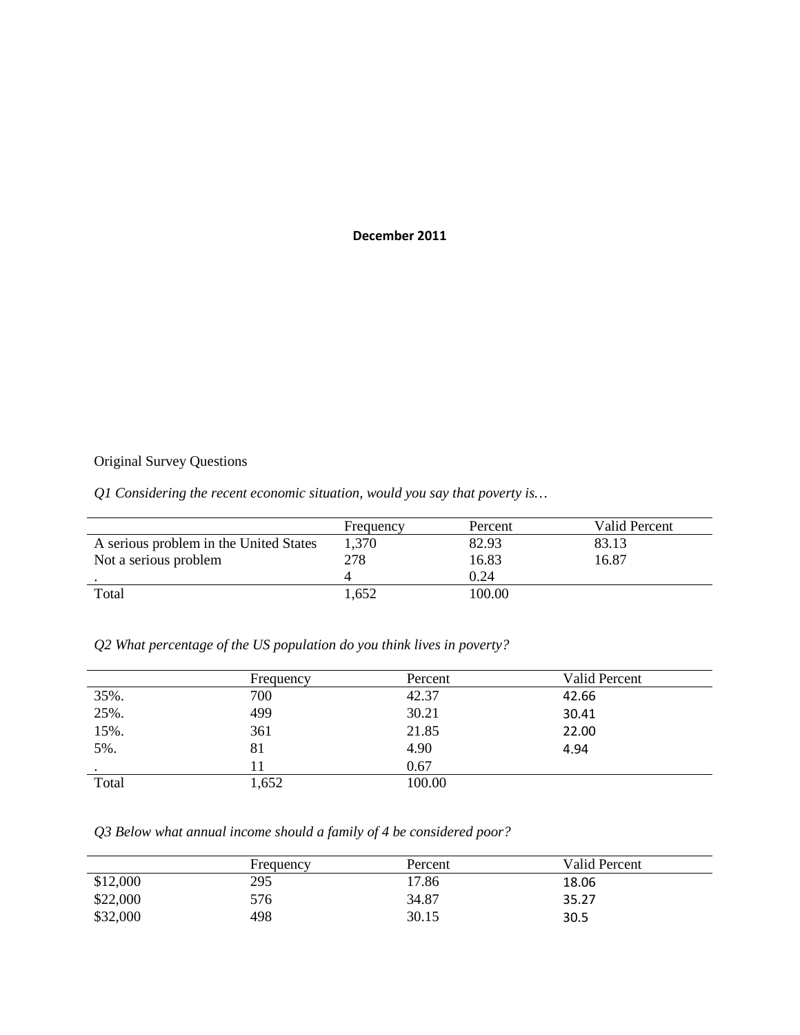**December 2011**

Original Survey Questions

*Q1 Considering the recent economic situation, would you say that poverty is…*

| | Frequency | Percent | Valid Percent |
|---|---|---|---|
| A serious problem in the United States | 1,370 | 82.93 | 83.13 |
| Not a serious problem | 278 | 16.83 | 16.87 |
| . | 4 | 0.24 | |
| Total | 1,652 | 100.00 | |

*Q2 What percentage of the US population do you think lives in poverty?*

| | Frequency | Percent | Valid Percent |
|---|---|---|---|
| 35%. | 700 | 42.37 | 42.66 |
| 25%. | 499 | 30.21 | 30.41 |
| 15%. | 361 | 21.85 | 22.00 |
| 5%. | 81 | 4.90 | 4.94 |
| . | 11 | 0.67 | |
| Total | 1,652 | 100.00 | |

*Q3 Below what annual income should a family of 4 be considered poor?*

| | Frequency | Percent | Valid Percent |
|---|---|---|---|
| $12,000 | 295 | 17.86 | 18.06 |
| $22,000 | 576 | 34.87 | 35.27 |
| $32,000 | 498 | 30.15 | 30.5 |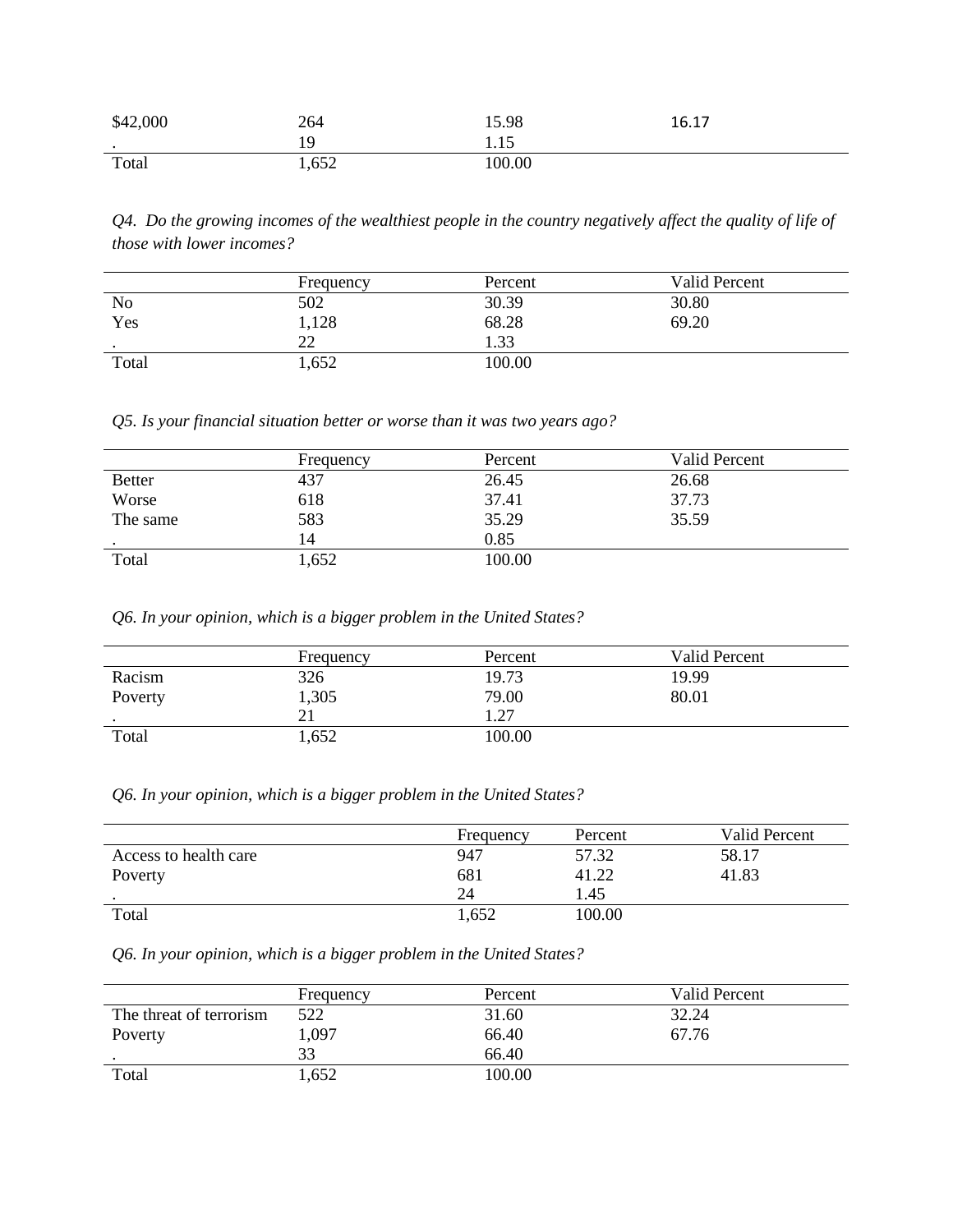| | | | |
|---|---|---|---|
| $42,000 | 264 | 15.98 | 16.17 |
| . | 19 | 1.15 | |
| Total | 1,652 | 100.00 | |

*Q4. Do the growing incomes of the wealthiest people in the country negatively affect the quality of life of those with lower incomes?*

| | Frequency | Percent | Valid Percent |
|---|---|---|---|
| No | 502 | 30.39 | 30.80 |
| Yes | 1,128 | 68.28 | 69.20 |
| . | 22 | 1.33 | |
| Total | 1,652 | 100.00 | |

*Q5. Is your financial situation better or worse than it was two years ago?*

| | Frequency | Percent | Valid Percent |
|---|---|---|---|
| Better | 437 | 26.45 | 26.68 |
| Worse | 618 | 37.41 | 37.73 |
| The same | 583 | 35.29 | 35.59 |
| . | 14 | 0.85 | |
| Total | 1,652 | 100.00 | |

*Q6. In your opinion, which is a bigger problem in the United States?*

| | Frequency | Percent | Valid Percent |
|---|---|---|---|
| Racism | 326 | 19.73 | 19.99 |
| Poverty | 1,305 | 79.00 | 80.01 |
| . | 21 | 1.27 | |
| Total | 1,652 | 100.00 | |

*Q6. In your opinion, which is a bigger problem in the United States?*

| | Frequency | Percent | Valid Percent |
|---|---|---|---|
| Access to health care | 947 | 57.32 | 58.17 |
| Poverty | 681 | 41.22 | 41.83 |
| . | 24 | 1.45 | |
| Total | 1,652 | 100.00 | |

*Q6. In your opinion, which is a bigger problem in the United States?*

| | Frequency | Percent | Valid Percent |
|---|---|---|---|
| The threat of terrorism | 522 | 31.60 | 32.24 |
| Poverty | 1,097 | 66.40 | 67.76 |
| . | 33 | 66.40 | |
| Total | 1,652 | 100.00 | |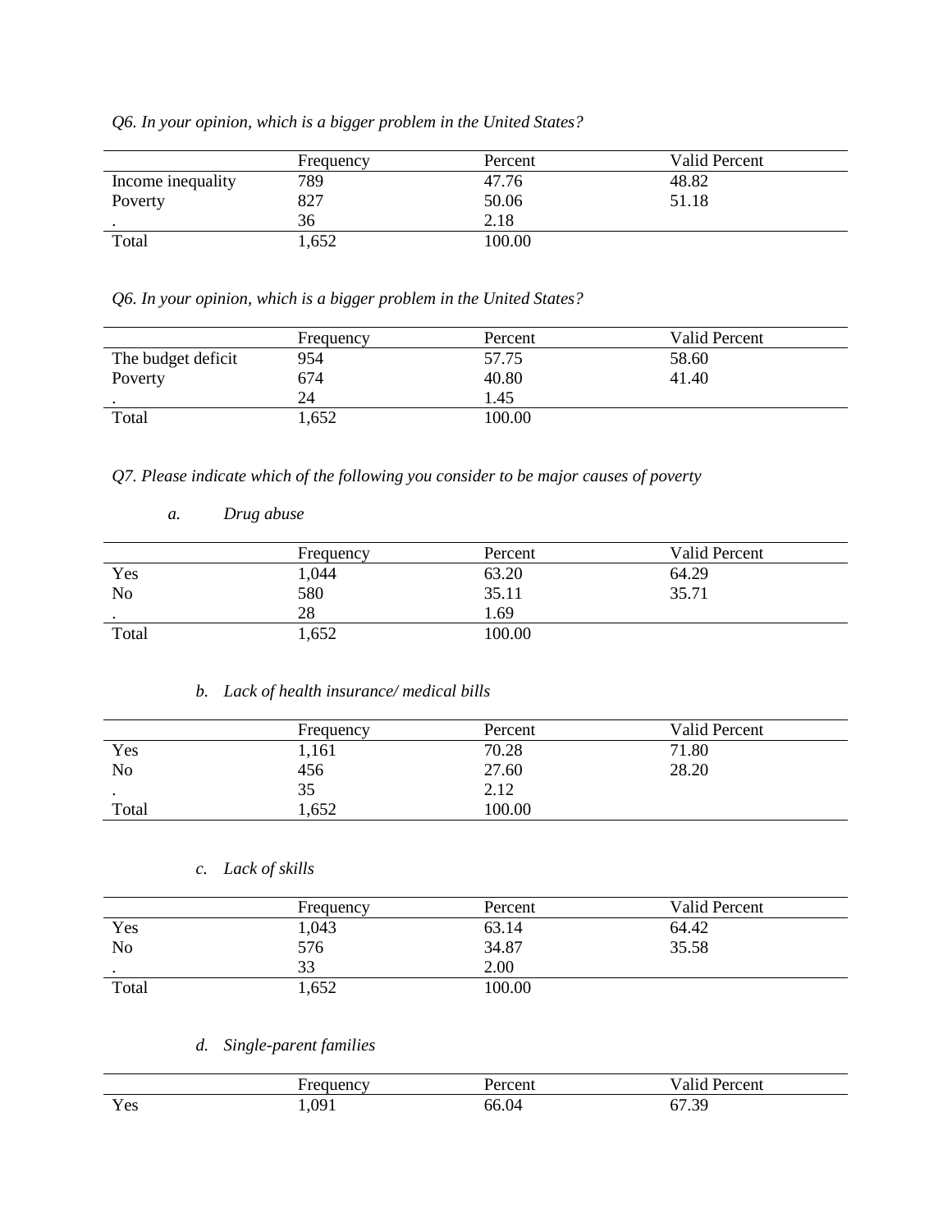*Q6. In your opinion, which is a bigger problem in the United States?*

| | Frequency | Percent | Valid Percent |
|---|---|---|---|
| Income inequality | 789 | 47.76 | 48.82 |
| Poverty | 827 | 50.06 | 51.18 |
| . | 36 | 2.18 | |
| Total | 1,652 | 100.00 | |

*Q6. In your opinion, which is a bigger problem in the United States?*

| | Frequency | Percent | Valid Percent |
|---|---|---|---|
| The budget deficit | 954 | 57.75 | 58.60 |
| Poverty | 674 | 40.80 | 41.40 |
| . | 24 | 1.45 | |
| Total | 1,652 | 100.00 | |

*Q7. Please indicate which of the following you consider to be major causes of poverty*

*a. Drug abuse*

| | Frequency | Percent | Valid Percent |
|---|---|---|---|
| Yes | 1,044 | 63.20 | 64.29 |
| No | 580 | 35.11 | 35.71 |
| . | 28 | 1.69 | |
| Total | 1,652 | 100.00 | |

*b. Lack of health insurance/ medical bills*

| | Frequency | Percent | Valid Percent |
|---|---|---|---|
| Yes | 1,161 | 70.28 | 71.80 |
| No | 456 | 27.60 | 28.20 |
| . | 35 | 2.12 | |
| Total | 1,652 | 100.00 | |

*c. Lack of skills*

| | Frequency | Percent | Valid Percent |
|---|---|---|---|
| Yes | 1,043 | 63.14 | 64.42 |
| No | 576 | 34.87 | 35.58 |
| . | 33 | 2.00 | |
| Total | 1,652 | 100.00 | |

*d. Single-parent families*

| | Frequency | Percent | Valid Percent |
|---|---|---|---|
| Yes | 1,091 | 66.04 | 67.39 |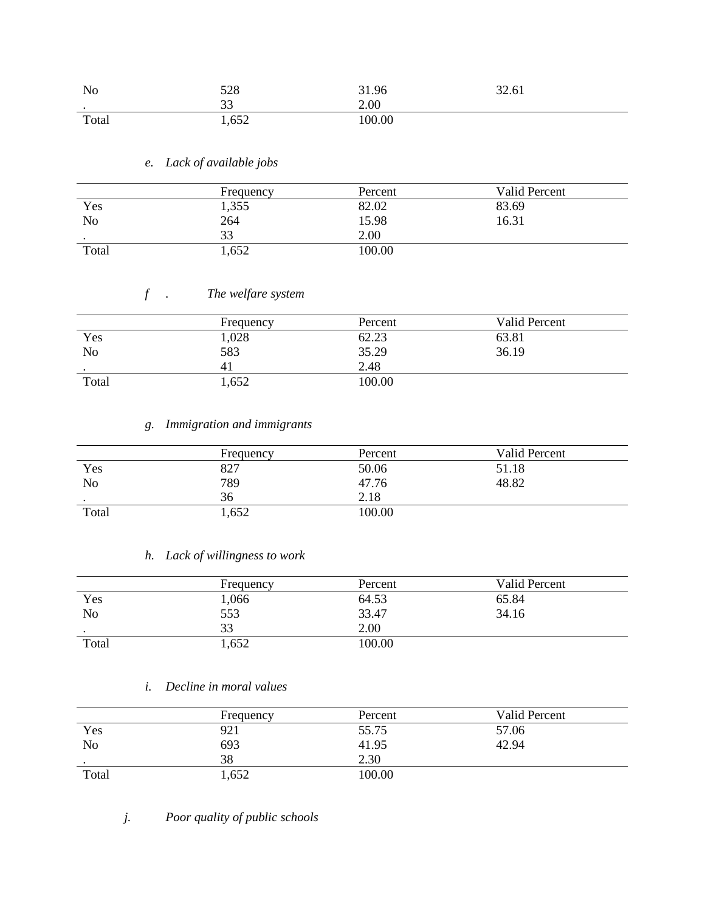| | | | |
|---|---|---|---|
| No | 528 | 31.96 | 32.61 |
| . | 33 | 2.00 | |
| Total | 1,652 | 100.00 | |

*e. Lack of available jobs*

| | Frequency | Percent | Valid Percent |
|---|---|---|---|
| Yes | 1,355 | 82.02 | 83.69 |
| No | 264 | 15.98 | 16.31 |
| . | 33 | 2.00 | |
| Total | 1,652 | 100.00 | |

*f . The welfare system*

| | Frequency | Percent | Valid Percent |
|---|---|---|---|
| Yes | 1,028 | 62.23 | 63.81 |
| No | 583 | 35.29 | 36.19 |
| . | 41 | 2.48 | |
| Total | 1,652 | 100.00 | |

*g. Immigration and immigrants*

| | Frequency | Percent | Valid Percent |
|---|---|---|---|
| Yes | 827 | 50.06 | 51.18 |
| No | 789 | 47.76 | 48.82 |
| . | 36 | 2.18 | |
| Total | 1,652 | 100.00 | |

*h. Lack of willingness to work*

| | Frequency | Percent | Valid Percent |
|---|---|---|---|
| Yes | 1,066 | 64.53 | 65.84 |
| No | 553 | 33.47 | 34.16 |
| . | 33 | 2.00 | |
| Total | 1,652 | 100.00 | |

*i. Decline in moral values*

| | Frequency | Percent | Valid Percent |
|---|---|---|---|
| Yes | 921 | 55.75 | 57.06 |
| No | 693 | 41.95 | 42.94 |
| . | 38 | 2.30 | |
| Total | 1,652 | 100.00 | |

*j. Poor quality of public schools*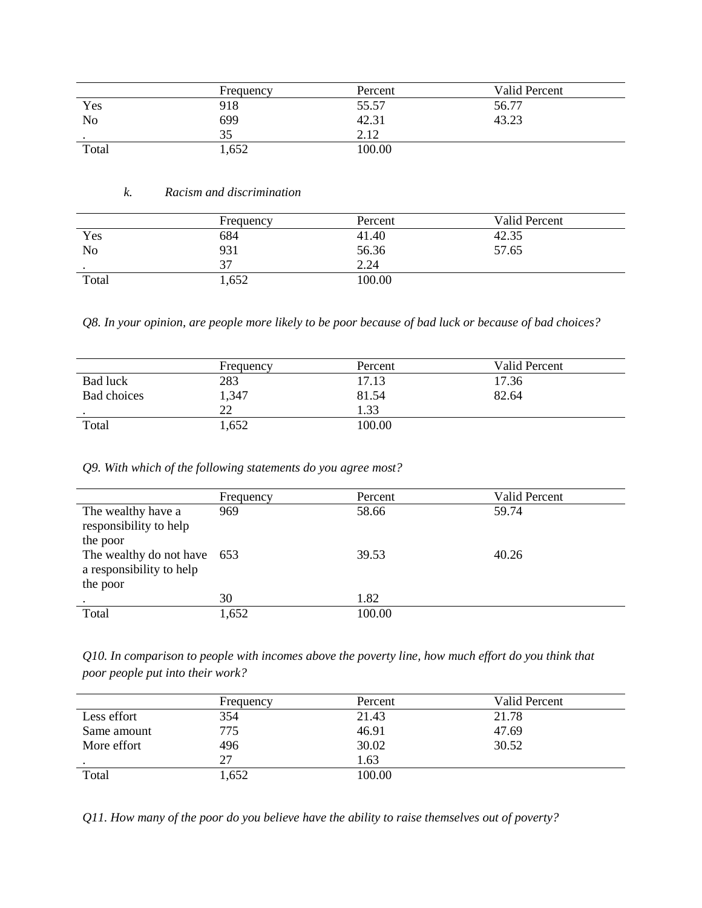|  | Frequency | Percent | Valid Percent |
|---|---|---|---|
| Yes | 918 | 55.57 | 56.77 |
| No | 699 | 42.31 | 43.23 |
| . | 35 | 2.12 |  |
| Total | 1,652 | 100.00 |  |

*k. Racism and discrimination*

|  | Frequency | Percent | Valid Percent |
|---|---|---|---|
| Yes | 684 | 41.40 | 42.35 |
| No | 931 | 56.36 | 57.65 |
| . | 37 | 2.24 |  |
| Total | 1,652 | 100.00 |  |

*Q8. In your opinion, are people more likely to be poor because of bad luck or because of bad choices?*

|  | Frequency | Percent | Valid Percent |
|---|---|---|---|
| Bad luck | 283 | 17.13 | 17.36 |
| Bad choices | 1,347 | 81.54 | 82.64 |
| . | 22 | 1.33 |  |
| Total | 1,652 | 100.00 |  |

*Q9. With which of the following statements do you agree most?*

|  | Frequency | Percent | Valid Percent |
|---|---|---|---|
| The wealthy have a responsibility to help the poor | 969 | 58.66 | 59.74 |
| The wealthy do not have a responsibility to help the poor | 653 | 39.53 | 40.26 |
| . | 30 | 1.82 |  |
| Total | 1,652 | 100.00 |  |

*Q10. In comparison to people with incomes above the poverty line, how much effort do you think that poor people put into their work?*

|  | Frequency | Percent | Valid Percent |
|---|---|---|---|
| Less effort | 354 | 21.43 | 21.78 |
| Same amount | 775 | 46.91 | 47.69 |
| More effort | 496 | 30.02 | 30.52 |
| . | 27 | 1.63 |  |
| Total | 1,652 | 100.00 |  |

*Q11. How many of the poor do you believe have the ability to raise themselves out of poverty?*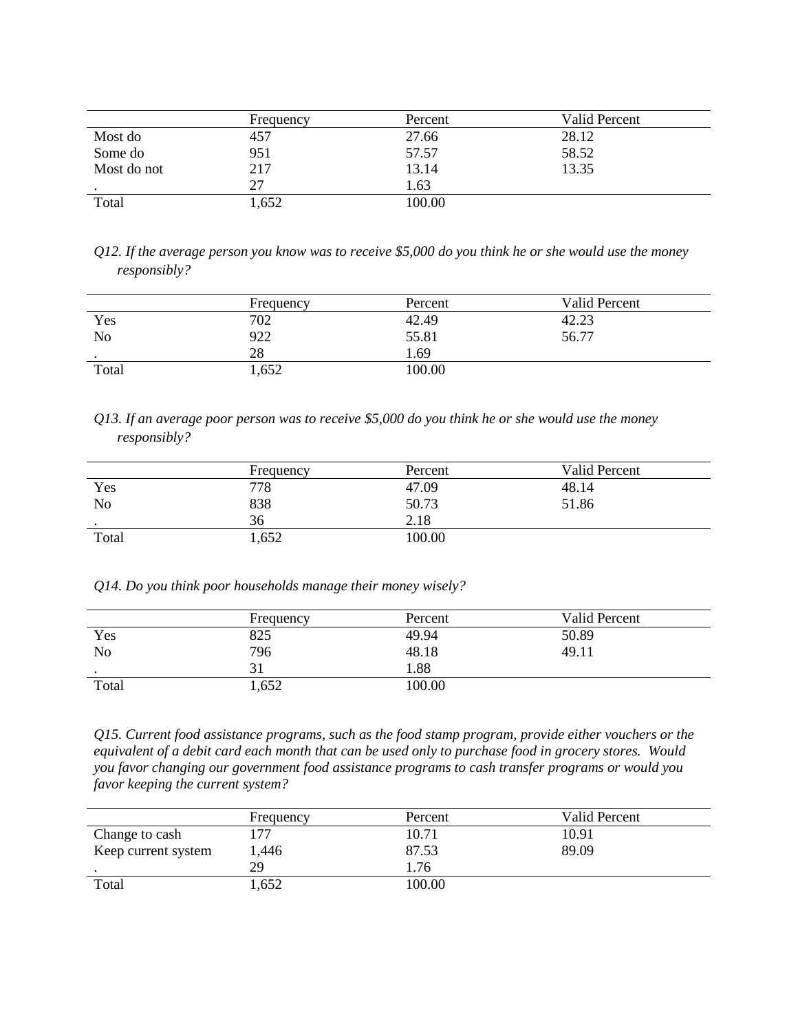| | Frequency | Percent | Valid Percent |
|---|---|---|---|
| Most do | 457 | 27.66 | 28.12 |
| Some do | 951 | 57.57 | 58.52 |
| Most do not | 217 | 13.14 | 13.35 |
| . | 27 | 1.63 | |
| Total | 1,652 | 100.00 | |

*Q12. If the average person you know was to receive $5,000 do you think he or she would use the money responsibly?*

| | Frequency | Percent | Valid Percent |
|---|---|---|---|
| Yes | 702 | 42.49 | 42.23 |
| No | 922 | 55.81 | 56.77 |
| . | 28 | 1.69 | |
| Total | 1,652 | 100.00 | |

*Q13. If an average poor person was to receive $5,000 do you think he or she would use the money responsibly?*

| | Frequency | Percent | Valid Percent |
|---|---|---|---|
| Yes | 778 | 47.09 | 48.14 |
| No | 838 | 50.73 | 51.86 |
| . | 36 | 2.18 | |
| Total | 1,652 | 100.00 | |

*Q14. Do you think poor households manage their money wisely?*

| | Frequency | Percent | Valid Percent |
|---|---|---|---|
| Yes | 825 | 49.94 | 50.89 |
| No | 796 | 48.18 | 49.11 |
| . | 31 | 1.88 | |
| Total | 1,652 | 100.00 | |

*Q15. Current food assistance programs, such as the food stamp program, provide either vouchers or the equivalent of a debit card each month that can be used only to purchase food in grocery stores. Would you favor changing our government food assistance programs to cash transfer programs or would you favor keeping the current system?*

| | Frequency | Percent | Valid Percent |
|---|---|---|---|
| Change to cash | 177 | 10.71 | 10.91 |
| Keep current system | 1,446 | 87.53 | 89.09 |
| . | 29 | 1.76 | |
| Total | 1,652 | 100.00 | |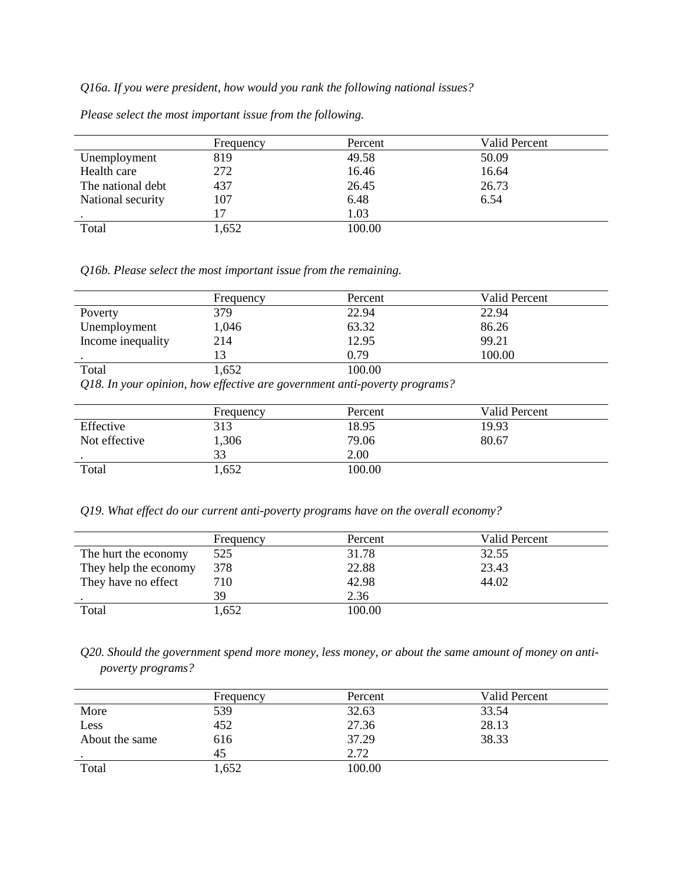*Q16a. If you were president, how would you rank the following national issues?*

*Please select the most important issue from the following.*

| | Frequency | Percent | Valid Percent |
|---|---|---|---|
| Unemployment | 819 | 49.58 | 50.09 |
| Health care | 272 | 16.46 | 16.64 |
| The national debt | 437 | 26.45 | 26.73 |
| National security | 107 | 6.48 | 6.54 |
| . | 17 | 1.03 | |
| Total | 1,652 | 100.00 | |

*Q16b. Please select the most important issue from the remaining.*

| | Frequency | Percent | Valid Percent |
|---|---|---|---|
| Poverty | 379 | 22.94 | 22.94 |
| Unemployment | 1,046 | 63.32 | 86.26 |
| Income inequality | 214 | 12.95 | 99.21 |
| . | 13 | 0.79 | 100.00 |
| Total | 1,652 | 100.00 | |

*Q18. In your opinion, how effective are government anti-poverty programs?*

| | Frequency | Percent | Valid Percent |
|---|---|---|---|
| Effective | 313 | 18.95 | 19.93 |
| Not effective | 1,306 | 79.06 | 80.67 |
| . | 33 | 2.00 | |
| Total | 1,652 | 100.00 | |

*Q19. What effect do our current anti-poverty programs have on the overall economy?*

| | Frequency | Percent | Valid Percent |
|---|---|---|---|
| The hurt the economy | 525 | 31.78 | 32.55 |
| They help the economy | 378 | 22.88 | 23.43 |
| They have no effect | 710 | 42.98 | 44.02 |
| . | 39 | 2.36 | |
| Total | 1,652 | 100.00 | |

*Q20. Should the government spend more money, less money, or about the same amount of money on anti-poverty programs?*

| | Frequency | Percent | Valid Percent |
|---|---|---|---|
| More | 539 | 32.63 | 33.54 |
| Less | 452 | 27.36 | 28.13 |
| About the same | 616 | 37.29 | 38.33 |
| . | 45 | 2.72 | |
| Total | 1,652 | 100.00 | |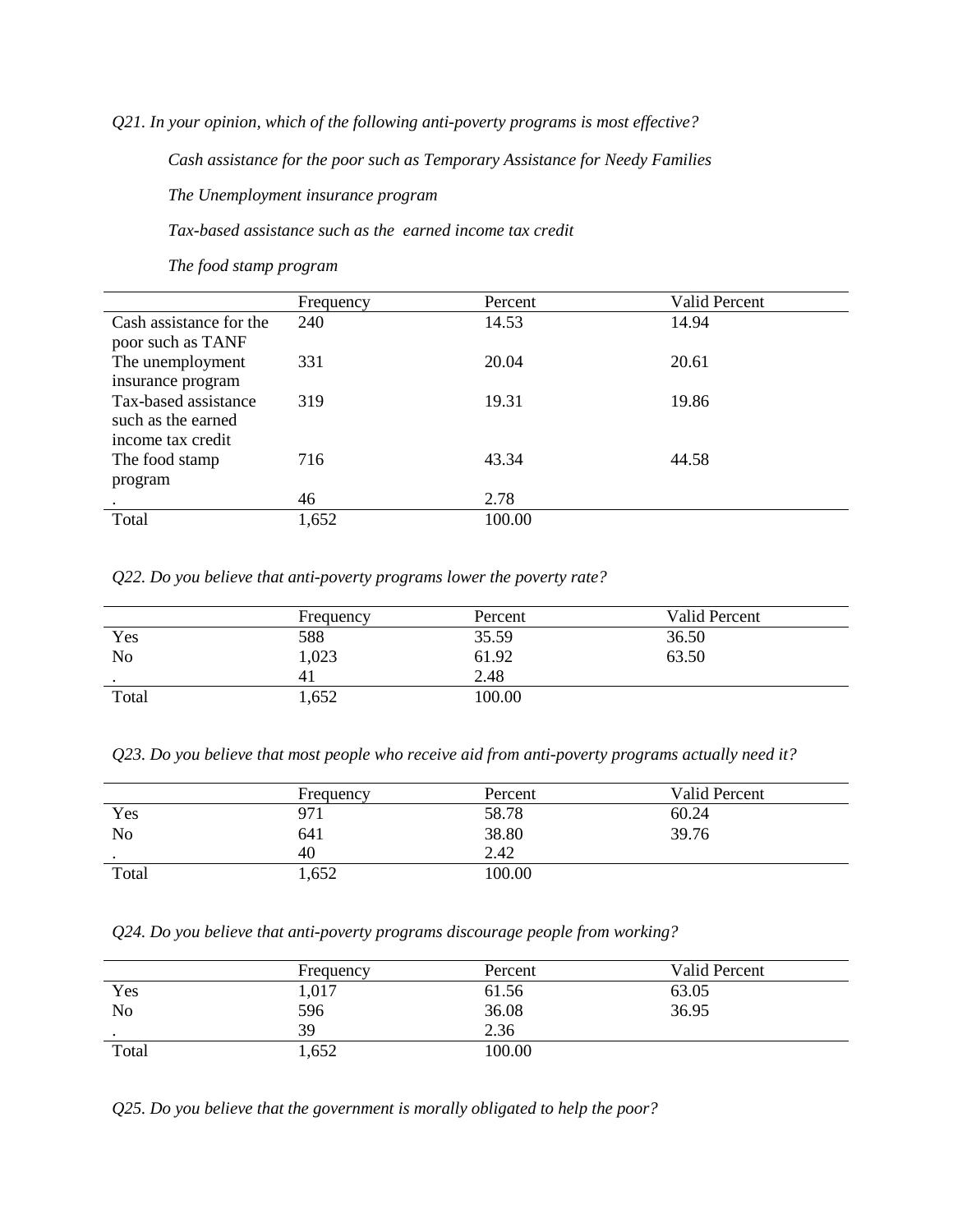*Q21. In your opinion, which of the following anti-poverty programs is most effective?*

*Cash assistance for the poor such as Temporary Assistance for Needy Families*

*The Unemployment insurance program*

*Tax-based assistance such as the earned income tax credit*

*The food stamp program*

| | Frequency | Percent | Valid Percent |
|---|---|---|---|
| Cash assistance for the poor such as TANF | 240 | 14.53 | 14.94 |
| The unemployment insurance program | 331 | 20.04 | 20.61 |
| Tax-based assistance such as the earned income tax credit | 319 | 19.31 | 19.86 |
| The food stamp program | 716 | 43.34 | 44.58 |
| . | 46 | 2.78 | |
| Total | 1,652 | 100.00 | |

*Q22. Do you believe that anti-poverty programs lower the poverty rate?*

| | Frequency | Percent | Valid Percent |
|---|---|---|---|
| Yes | 588 | 35.59 | 36.50 |
| No | 1,023 | 61.92 | 63.50 |
| . | 41 | 2.48 | |
| Total | 1,652 | 100.00 | |

*Q23. Do you believe that most people who receive aid from anti-poverty programs actually need it?*

| | Frequency | Percent | Valid Percent |
|---|---|---|---|
| Yes | 971 | 58.78 | 60.24 |
| No | 641 | 38.80 | 39.76 |
| . | 40 | 2.42 | |
| Total | 1,652 | 100.00 | |

*Q24. Do you believe that anti-poverty programs discourage people from working?*

| | Frequency | Percent | Valid Percent |
|---|---|---|---|
| Yes | 1,017 | 61.56 | 63.05 |
| No | 596 | 36.08 | 36.95 |
| . | 39 | 2.36 | |
| Total | 1,652 | 100.00 | |

*Q25. Do you believe that the government is morally obligated to help the poor?*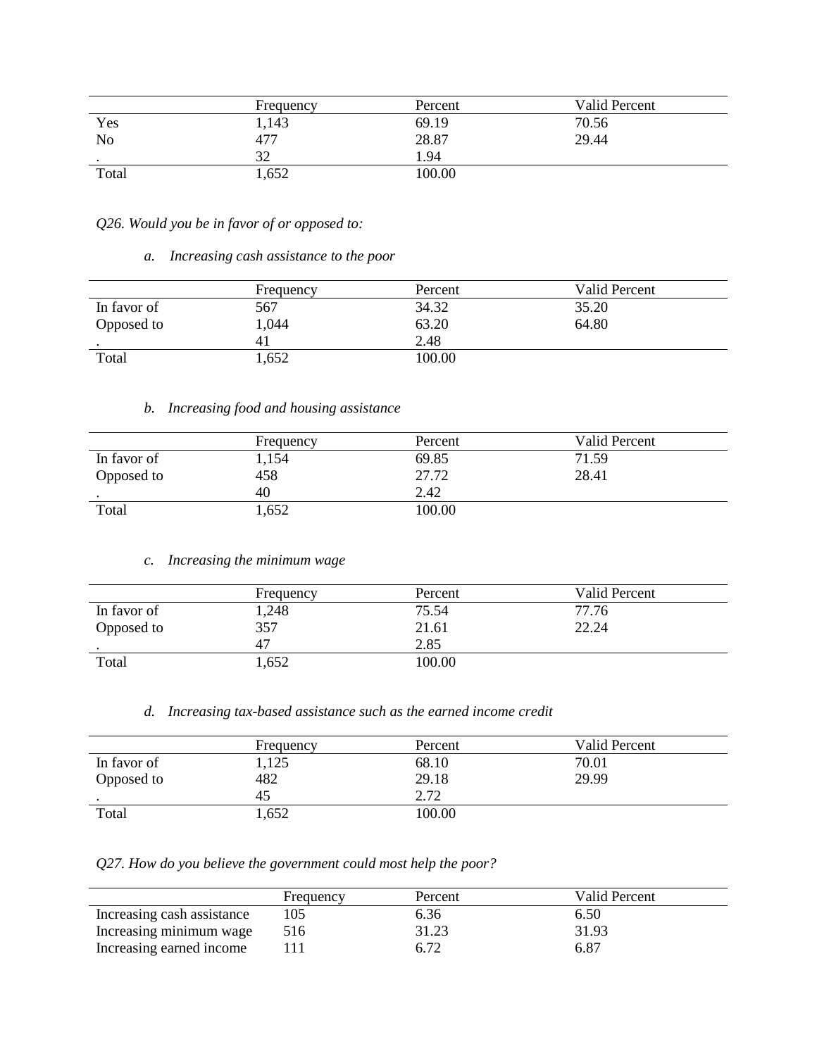| | Frequency | Percent | Valid Percent |
|---|---|---|---|
| Yes | 1,143 | 69.19 | 70.56 |
| No | 477 | 28.87 | 29.44 |
| . | 32 | 1.94 | |
| Total | 1,652 | 100.00 | |

*Q26. Would you be in favor of or opposed to:*

*a. Increasing cash assistance to the poor*

| | Frequency | Percent | Valid Percent |
|---|---|---|---|
| In favor of | 567 | 34.32 | 35.20 |
| Opposed to | 1,044 | 63.20 | 64.80 |
| . | 41 | 2.48 | |
| Total | 1,652 | 100.00 | |

*b. Increasing food and housing assistance*

| | Frequency | Percent | Valid Percent |
|---|---|---|---|
| In favor of | 1,154 | 69.85 | 71.59 |
| Opposed to | 458 | 27.72 | 28.41 |
| . | 40 | 2.42 | |
| Total | 1,652 | 100.00 | |

*c. Increasing the minimum wage*

| | Frequency | Percent | Valid Percent |
|---|---|---|---|
| In favor of | 1,248 | 75.54 | 77.76 |
| Opposed to | 357 | 21.61 | 22.24 |
| . | 47 | 2.85 | |
| Total | 1,652 | 100.00 | |

*d. Increasing tax-based assistance such as the earned income credit*

| | Frequency | Percent | Valid Percent |
|---|---|---|---|
| In favor of | 1,125 | 68.10 | 70.01 |
| Opposed to | 482 | 29.18 | 29.99 |
| . | 45 | 2.72 | |
| Total | 1,652 | 100.00 | |

*Q27. How do you believe the government could most help the poor?*

| | Frequency | Percent | Valid Percent |
|---|---|---|---|
| Increasing cash assistance | 105 | 6.36 | 6.50 |
| Increasing minimum wage | 516 | 31.23 | 31.93 |
| Increasing earned income | 111 | 6.72 | 6.87 |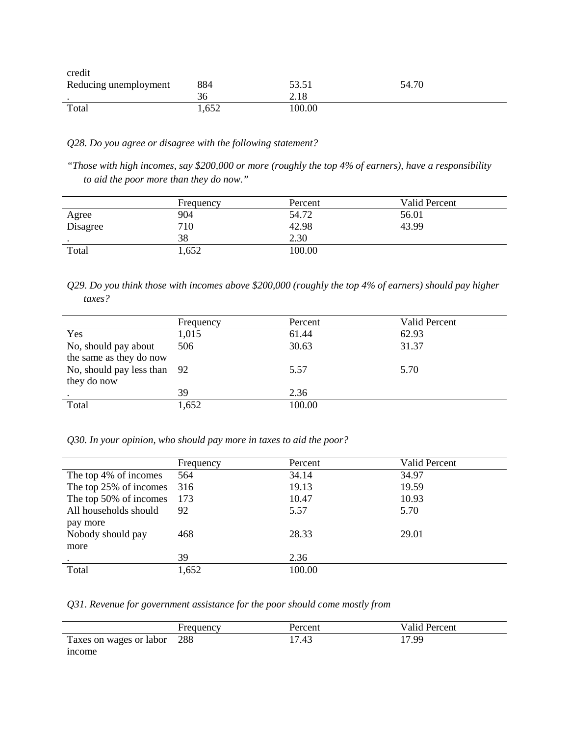| | | | |
|---|---|---|---|
| credit | | | |
| Reducing unemployment | 884 | 53.51 | 54.70 |
| . | 36 | 2.18 | |
| Total | 1,652 | 100.00 | |

*Q28. Do you agree or disagree with the following statement?*

*"Those with high incomes, say $200,000 or more (roughly the top 4% of earners), have a responsibility to aid the poor more than they do now."*

| | Frequency | Percent | Valid Percent |
|---|---|---|---|
| Agree | 904 | 54.72 | 56.01 |
| Disagree | 710 | 42.98 | 43.99 |
| . | 38 | 2.30 | |
| Total | 1,652 | 100.00 | |

*Q29. Do you think those with incomes above $200,000 (roughly the top 4% of earners) should pay higher taxes?*

| | Frequency | Percent | Valid Percent |
|---|---|---|---|
| Yes | 1,015 | 61.44 | 62.93 |
| No, should pay about the same as they do now | 506 | 30.63 | 31.37 |
| No, should pay less than they do now | 92 | 5.57 | 5.70 |
| . | 39 | 2.36 | |
| Total | 1,652 | 100.00 | |

*Q30. In your opinion, who should pay more in taxes to aid the poor?*

| | Frequency | Percent | Valid Percent |
|---|---|---|---|
| The top 4% of incomes | 564 | 34.14 | 34.97 |
| The top 25% of incomes | 316 | 19.13 | 19.59 |
| The top 50% of incomes | 173 | 10.47 | 10.93 |
| All households should pay more | 92 | 5.57 | 5.70 |
| Nobody should pay more | 468 | 28.33 | 29.01 |
| . | 39 | 2.36 | |
| Total | 1,652 | 100.00 | |

*Q31. Revenue for government assistance for the poor should come mostly from*

| | Frequency | Percent | Valid Percent |
|---|---|---|---|
| Taxes on wages or labor income | 288 | 17.43 | 17.99 |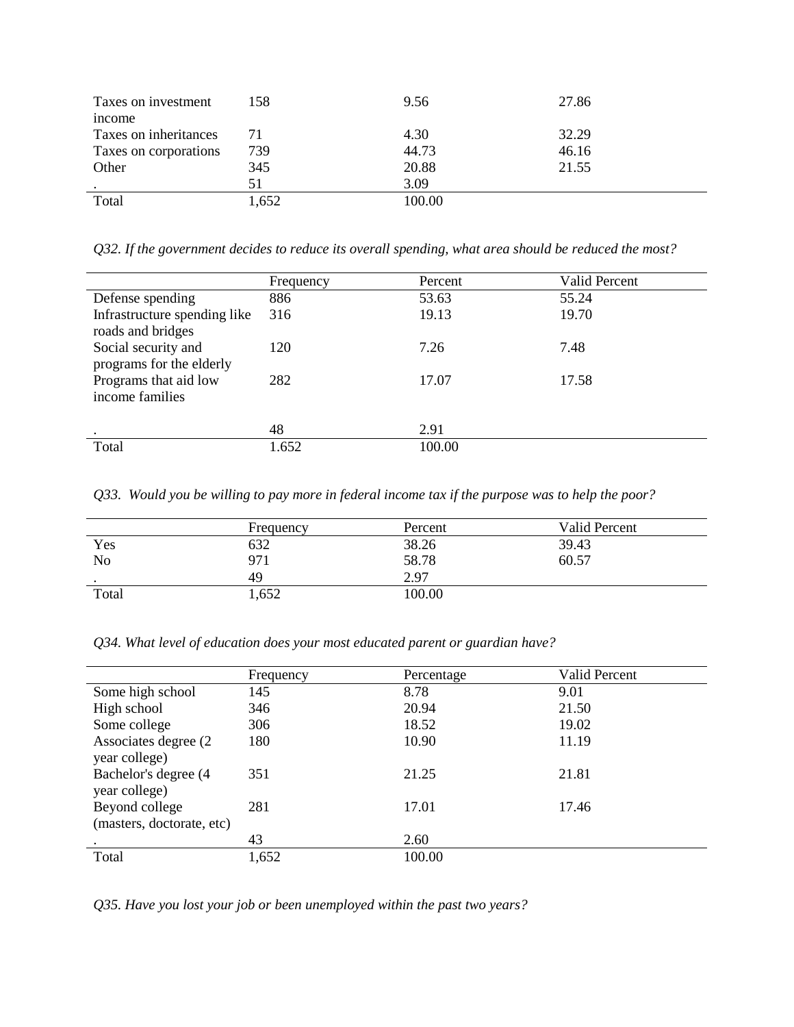| | | | |
|---|---|---|---|
| Taxes on investment income | 158 | 9.56 | 27.86 |
| Taxes on inheritances | 71 | 4.30 | 32.29 |
| Taxes on corporations | 739 | 44.73 | 46.16 |
| Other | 345 | 20.88 | 21.55 |
| . | 51 | 3.09 | |
| Total | 1,652 | 100.00 | |

*Q32. If the government decides to reduce its overall spending, what area should be reduced the most?*

| | Frequency | Percent | Valid Percent |
|---|---|---|---|
| Defense spending | 886 | 53.63 | 55.24 |
| Infrastructure spending like roads and bridges | 316 | 19.13 | 19.70 |
| Social security and programs for the elderly | 120 | 7.26 | 7.48 |
| Programs that aid low income families | 282 | 17.07 | 17.58 |
| . | 48 | 2.91 | |
| Total | 1.652 | 100.00 | |

*Q33. Would you be willing to pay more in federal income tax if the purpose was to help the poor?*

| | Frequency | Percent | Valid Percent |
|---|---|---|---|
| Yes | 632 | 38.26 | 39.43 |
| No | 971 | 58.78 | 60.57 |
| . | 49 | 2.97 | |
| Total | 1,652 | 100.00 | |

*Q34. What level of education does your most educated parent or guardian have?*

| | Frequency | Percentage | Valid Percent |
|---|---|---|---|
| Some high school | 145 | 8.78 | 9.01 |
| High school | 346 | 20.94 | 21.50 |
| Some college | 306 | 18.52 | 19.02 |
| Associates degree (2 year college) | 180 | 10.90 | 11.19 |
| Bachelor's degree (4 year college) | 351 | 21.25 | 21.81 |
| Beyond college (masters, doctorate, etc) | 281 | 17.01 | 17.46 |
| . | 43 | 2.60 | |
| Total | 1,652 | 100.00 | |

*Q35. Have you lost your job or been unemployed within the past two years?*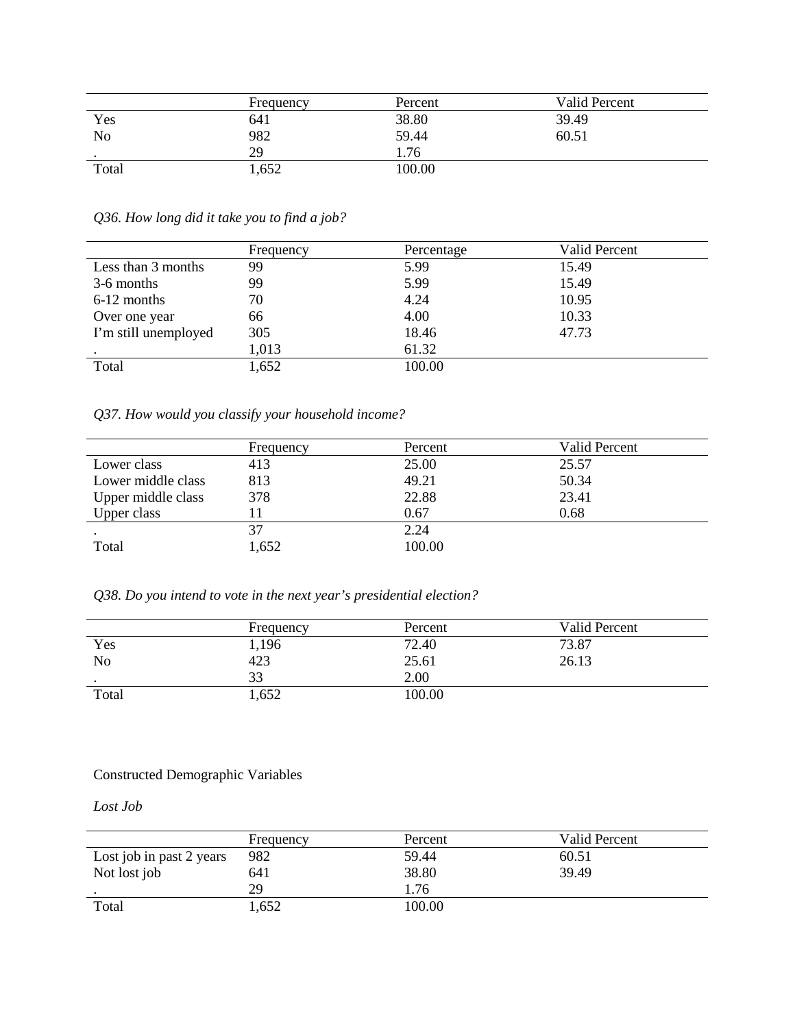| | Frequency | Percent | Valid Percent |
|---|---|---|---|
| Yes | 641 | 38.80 | 39.49 |
| No | 982 | 59.44 | 60.51 |
| . | 29 | 1.76 | |
| Total | 1,652 | 100.00 | |

*Q36. How long did it take you to find a job?*

| | Frequency | Percentage | Valid Percent |
|---|---|---|---|
| Less than 3 months | 99 | 5.99 | 15.49 |
| 3-6 months | 99 | 5.99 | 15.49 |
| 6-12 months | 70 | 4.24 | 10.95 |
| Over one year | 66 | 4.00 | 10.33 |
| I'm still unemployed | 305 | 18.46 | 47.73 |
| . | 1,013 | 61.32 | |
| Total | 1,652 | 100.00 | |

*Q37. How would you classify your household income?*

| | Frequency | Percent | Valid Percent |
|---|---|---|---|
| Lower class | 413 | 25.00 | 25.57 |
| Lower middle class | 813 | 49.21 | 50.34 |
| Upper middle class | 378 | 22.88 | 23.41 |
| Upper class | 11 | 0.67 | 0.68 |
| . | 37 | 2.24 | |
| Total | 1,652 | 100.00 | |

*Q38. Do you intend to vote in the next year's presidential election?*

| | Frequency | Percent | Valid Percent |
|---|---|---|---|
| Yes | 1,196 | 72.40 | 73.87 |
| No | 423 | 25.61 | 26.13 |
| . | 33 | 2.00 | |
| Total | 1,652 | 100.00 | |

Constructed Demographic Variables

*Lost Job*

| | Frequency | Percent | Valid Percent |
|---|---|---|---|
| Lost job in past 2 years | 982 | 59.44 | 60.51 |
| Not lost job | 641 | 38.80 | 39.49 |
| . | 29 | 1.76 | |
| Total | 1,652 | 100.00 | |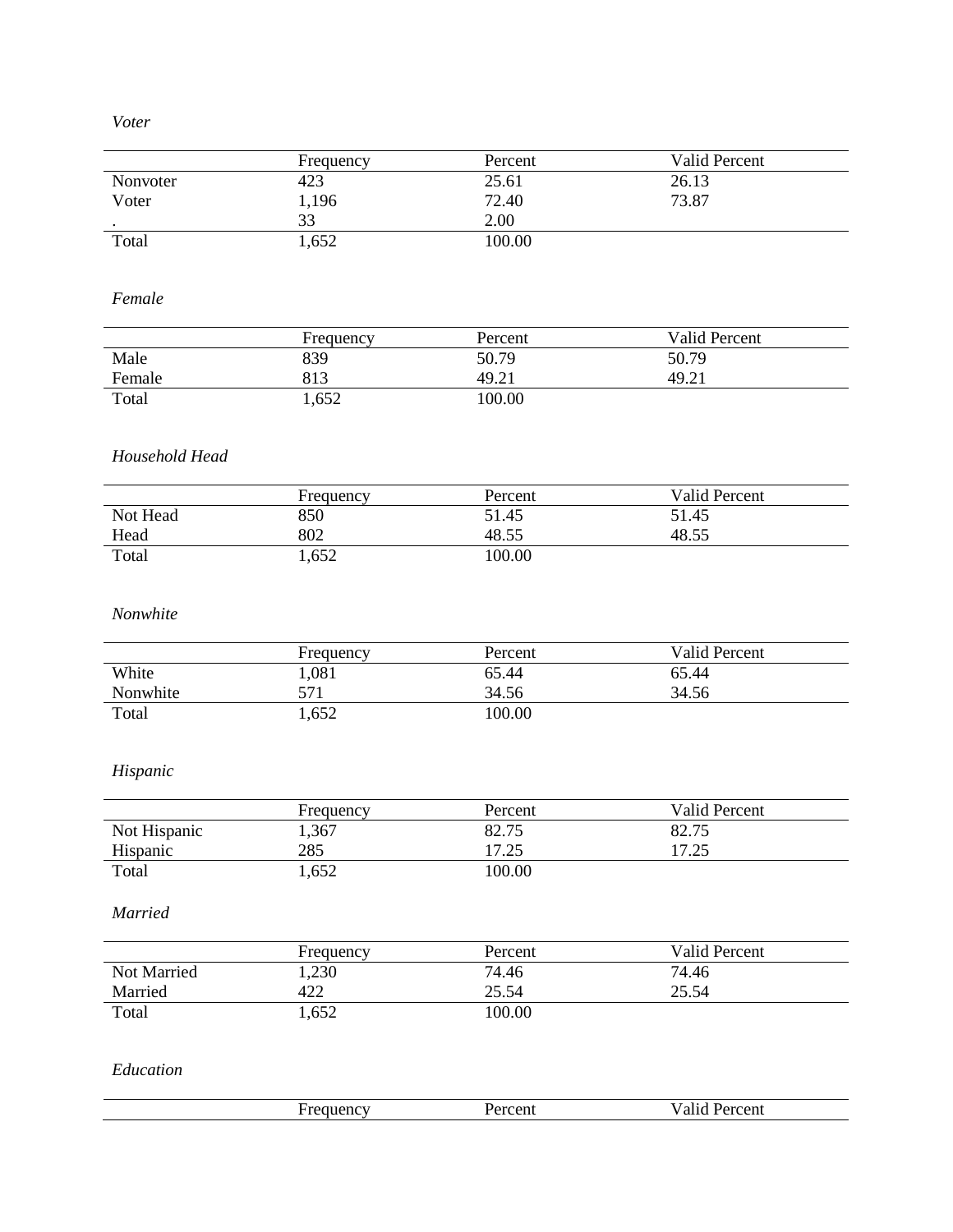*Voter*

| | Frequency | Percent | Valid Percent |
|---|---|---|---|
| Nonvoter | 423 | 25.61 | 26.13 |
| Voter | 1,196 | 72.40 | 73.87 |
| . | 33 | 2.00 | |
| Total | 1,652 | 100.00 | |

*Female*

| | Frequency | Percent | Valid Percent |
|---|---|---|---|
| Male | 839 | 50.79 | 50.79 |
| Female | 813 | 49.21 | 49.21 |
| Total | 1,652 | 100.00 | |

*Household Head*

| | Frequency | Percent | Valid Percent |
|---|---|---|---|
| Not Head | 850 | 51.45 | 51.45 |
| Head | 802 | 48.55 | 48.55 |
| Total | 1,652 | 100.00 | |

*Nonwhite*

| | Frequency | Percent | Valid Percent |
|---|---|---|---|
| White | 1,081 | 65.44 | 65.44 |
| Nonwhite | 571 | 34.56 | 34.56 |
| Total | 1,652 | 100.00 | |

*Hispanic*

| | Frequency | Percent | Valid Percent |
|---|---|---|---|
| Not Hispanic | 1,367 | 82.75 | 82.75 |
| Hispanic | 285 | 17.25 | 17.25 |
| Total | 1,652 | 100.00 | |

*Married*

| | Frequency | Percent | Valid Percent |
|---|---|---|---|
| Not Married | 1,230 | 74.46 | 74.46 |
| Married | 422 | 25.54 | 25.54 |
| Total | 1,652 | 100.00 | |

*Education*

| | Frequency | Percent | Valid Percent |
|---|---|---|---|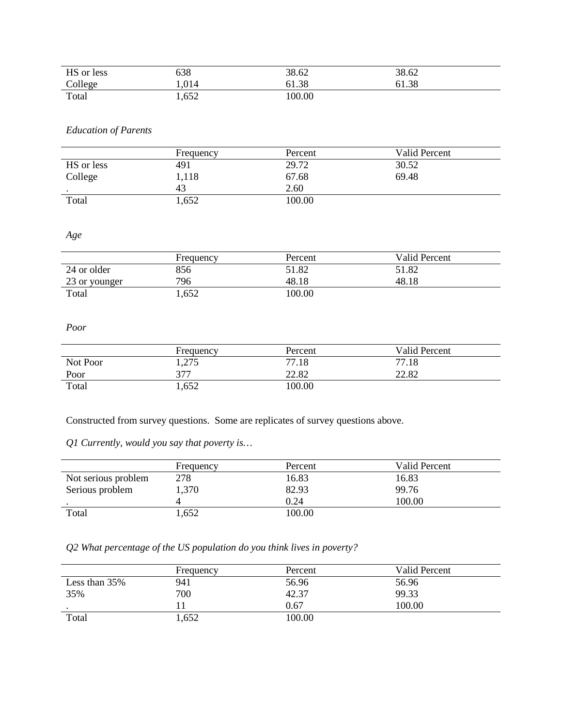| | | | |
|---|---|---|---|
| HS or less | 638 | 38.62 | 38.62 |
| College | 1,014 | 61.38 | 61.38 |
| Total | 1,652 | 100.00 | |

*Education of Parents*

| | Frequency | Percent | Valid Percent |
|---|---|---|---|
| HS or less | 491 | 29.72 | 30.52 |
| College | 1,118 | 67.68 | 69.48 |
| . | 43 | 2.60 | |
| Total | 1,652 | 100.00 | |

*Age*

| | Frequency | Percent | Valid Percent |
|---|---|---|---|
| 24 or older | 856 | 51.82 | 51.82 |
| 23 or younger | 796 | 48.18 | 48.18 |
| Total | 1,652 | 100.00 | |

*Poor*

| | Frequency | Percent | Valid Percent |
|---|---|---|---|
| Not Poor | 1,275 | 77.18 | 77.18 |
| Poor | 377 | 22.82 | 22.82 |
| Total | 1,652 | 100.00 | |

Constructed from survey questions. Some are replicates of survey questions above.

*Q1 Currently, would you say that poverty is…*

| | Frequency | Percent | Valid Percent |
|---|---|---|---|
| Not serious problem | 278 | 16.83 | 16.83 |
| Serious problem | 1,370 | 82.93 | 99.76 |
| . | 4 | 0.24 | 100.00 |
| Total | 1,652 | 100.00 | |

*Q2 What percentage of the US population do you think lives in poverty?*

| | Frequency | Percent | Valid Percent |
|---|---|---|---|
| Less than 35% | 941 | 56.96 | 56.96 |
| 35% | 700 | 42.37 | 99.33 |
| . | 11 | 0.67 | 100.00 |
| Total | 1,652 | 100.00 | |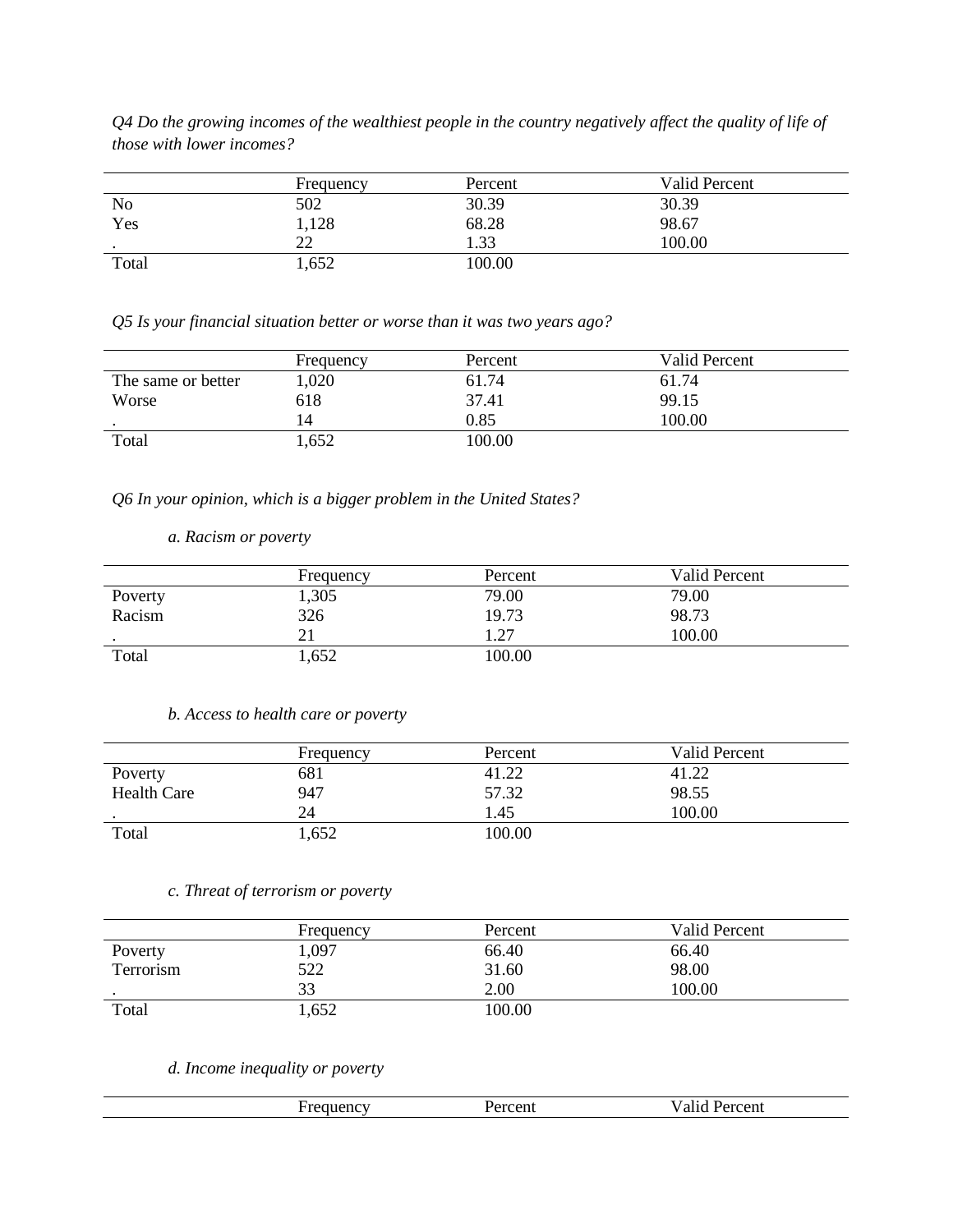*Q4 Do the growing incomes of the wealthiest people in the country negatively affect the quality of life of those with lower incomes?*

| | Frequency | Percent | Valid Percent |
|---|---|---|---|
| No | 502 | 30.39 | 30.39 |
| Yes | 1,128 | 68.28 | 98.67 |
| . | 22 | 1.33 | 100.00 |
| Total | 1,652 | 100.00 | |

*Q5 Is your financial situation better or worse than it was two years ago?*

| | Frequency | Percent | Valid Percent |
|---|---|---|---|
| The same or better | 1,020 | 61.74 | 61.74 |
| Worse | 618 | 37.41 | 99.15 |
| . | 14 | 0.85 | 100.00 |
| Total | 1,652 | 100.00 | |

*Q6 In your opinion, which is a bigger problem in the United States?*

*a. Racism or poverty*

| | Frequency | Percent | Valid Percent |
|---|---|---|---|
| Poverty | 1,305 | 79.00 | 79.00 |
| Racism | 326 | 19.73 | 98.73 |
| . | 21 | 1.27 | 100.00 |
| Total | 1,652 | 100.00 | |

*b. Access to health care or poverty*

| | Frequency | Percent | Valid Percent |
|---|---|---|---|
| Poverty | 681 | 41.22 | 41.22 |
| Health Care | 947 | 57.32 | 98.55 |
| . | 24 | 1.45 | 100.00 |
| Total | 1,652 | 100.00 | |

*c. Threat of terrorism or poverty*

| | Frequency | Percent | Valid Percent |
|---|---|---|---|
| Poverty | 1,097 | 66.40 | 66.40 |
| Terrorism | 522 | 31.60 | 98.00 |
| . | 33 | 2.00 | 100.00 |
| Total | 1,652 | 100.00 | |

*d. Income inequality or poverty*

| | Frequency | Percent | Valid Percent |
|---|---|---|---|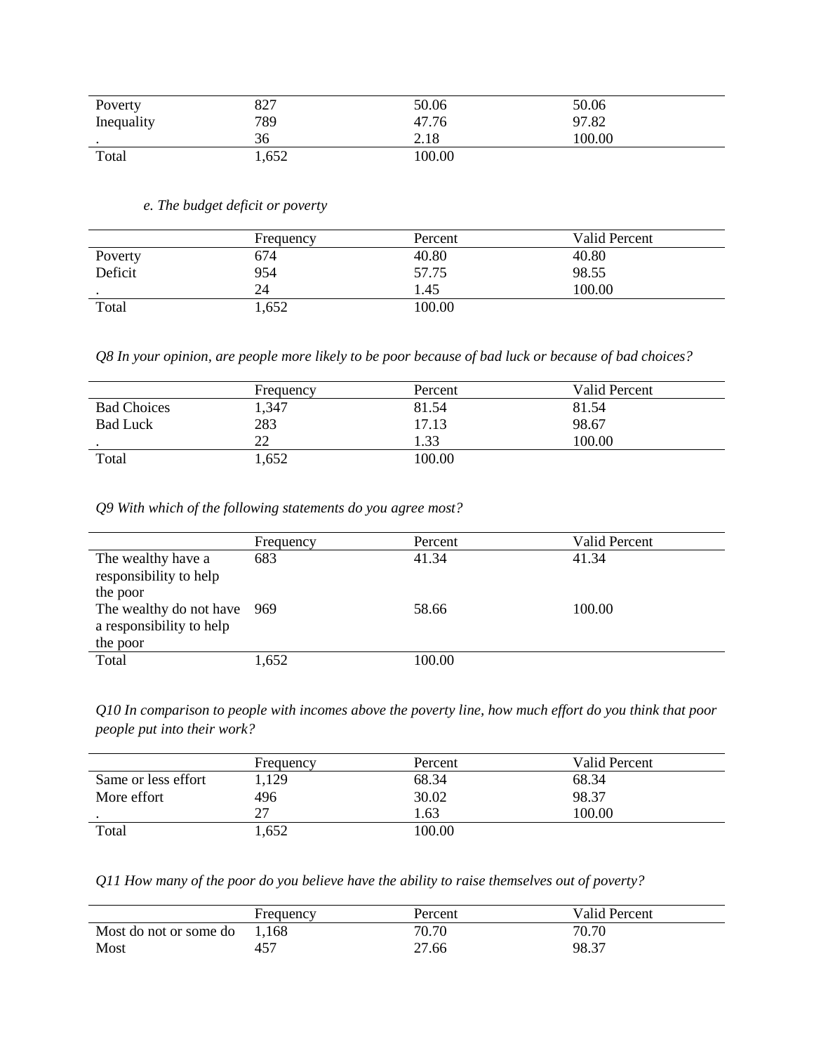| | | | |
|---|---|---|---|
| Poverty | 827 | 50.06 | 50.06 |
| Inequality | 789 | 47.76 | 97.82 |
| . | 36 | 2.18 | 100.00 |
| Total | 1,652 | 100.00 | |

*e. The budget deficit or poverty*

| | Frequency | Percent | Valid Percent |
|---|---|---|---|
| Poverty | 674 | 40.80 | 40.80 |
| Deficit | 954 | 57.75 | 98.55 |
| . | 24 | 1.45 | 100.00 |
| Total | 1,652 | 100.00 | |

*Q8 In your opinion, are people more likely to be poor because of bad luck or because of bad choices?*

| | Frequency | Percent | Valid Percent |
|---|---|---|---|
| Bad Choices | 1,347 | 81.54 | 81.54 |
| Bad Luck | 283 | 17.13 | 98.67 |
| . | 22 | 1.33 | 100.00 |
| Total | 1,652 | 100.00 | |

*Q9 With which of the following statements do you agree most?*

| | Frequency | Percent | Valid Percent |
|---|---|---|---|
| The wealthy have a responsibility to help the poor | 683 | 41.34 | 41.34 |
| The wealthy do not have a responsibility to help the poor | 969 | 58.66 | 100.00 |
| Total | 1,652 | 100.00 | |

*Q10 In comparison to people with incomes above the poverty line, how much effort do you think that poor people put into their work?*

| | Frequency | Percent | Valid Percent |
|---|---|---|---|
| Same or less effort | 1,129 | 68.34 | 68.34 |
| More effort | 496 | 30.02 | 98.37 |
| . | 27 | 1.63 | 100.00 |
| Total | 1,652 | 100.00 | |

*Q11 How many of the poor do you believe have the ability to raise themselves out of poverty?*

| | Frequency | Percent | Valid Percent |
|---|---|---|---|
| Most do not or some do | 1,168 | 70.70 | 70.70 |
| Most | 457 | 27.66 | 98.37 |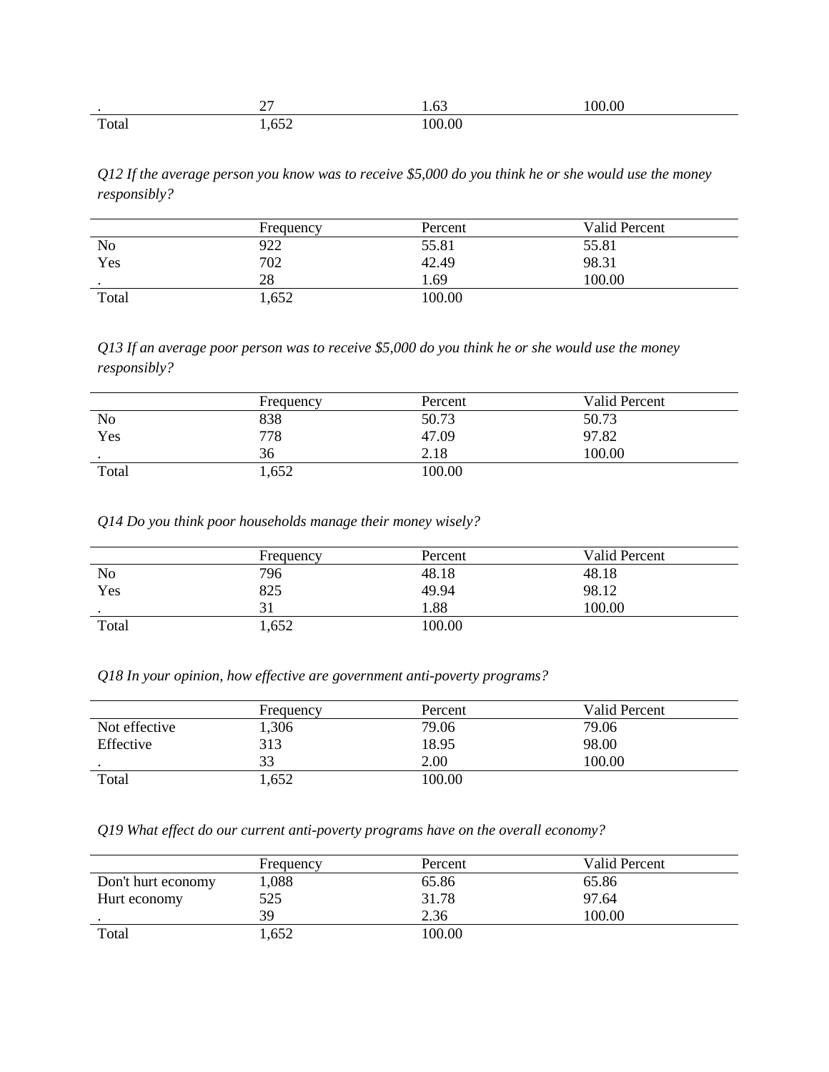| | | | |
|---|---|---|---|
| . | 27 | 1.63 | 100.00 |
| Total | 1,652 | 100.00 | |

*Q12 If the average person you know was to receive $5,000 do you think he or she would use the money responsibly?*

| | Frequency | Percent | Valid Percent |
|---|---|---|---|
| No | 922 | 55.81 | 55.81 |
| Yes | 702 | 42.49 | 98.31 |
| . | 28 | 1.69 | 100.00 |
| Total | 1,652 | 100.00 | |

*Q13 If an average poor person was to receive $5,000 do you think he or she would use the money responsibly?*

| | Frequency | Percent | Valid Percent |
|---|---|---|---|
| No | 838 | 50.73 | 50.73 |
| Yes | 778 | 47.09 | 97.82 |
| . | 36 | 2.18 | 100.00 |
| Total | 1,652 | 100.00 | |

*Q14 Do you think poor households manage their money wisely?*

| | Frequency | Percent | Valid Percent |
|---|---|---|---|
| No | 796 | 48.18 | 48.18 |
| Yes | 825 | 49.94 | 98.12 |
| . | 31 | 1.88 | 100.00 |
| Total | 1,652 | 100.00 | |

*Q18 In your opinion, how effective are government anti-poverty programs?*

| | Frequency | Percent | Valid Percent |
|---|---|---|---|
| Not effective | 1,306 | 79.06 | 79.06 |
| Effective | 313 | 18.95 | 98.00 |
| . | 33 | 2.00 | 100.00 |
| Total | 1,652 | 100.00 | |

*Q19 What effect do our current anti-poverty programs have on the overall economy?*

| | Frequency | Percent | Valid Percent |
|---|---|---|---|
| Don't hurt economy | 1,088 | 65.86 | 65.86 |
| Hurt economy | 525 | 31.78 | 97.64 |
| . | 39 | 2.36 | 100.00 |
| Total | 1,652 | 100.00 | |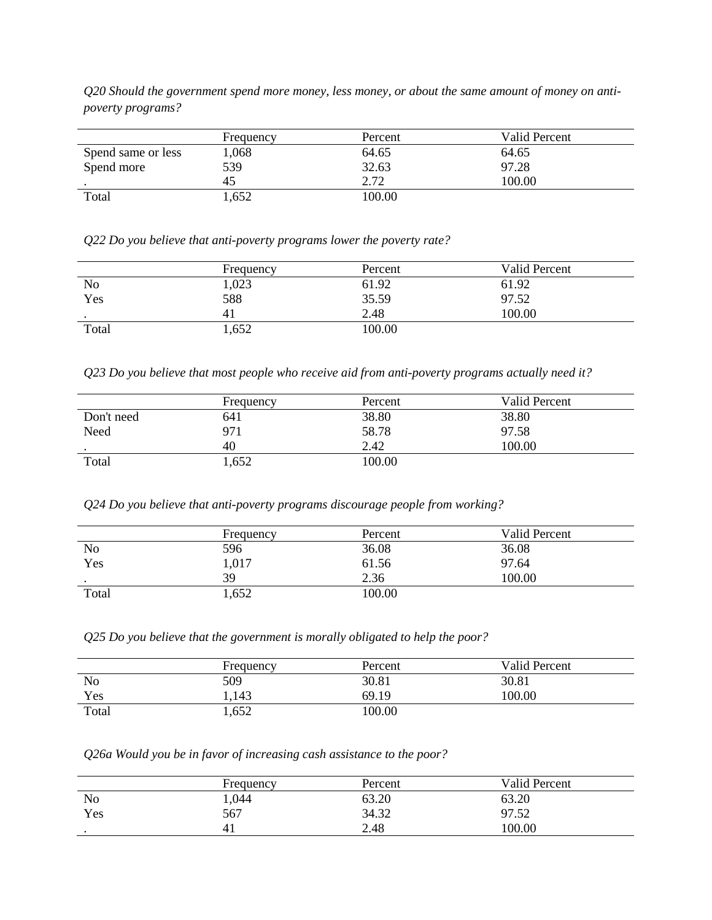*Q20 Should the government spend more money, less money, or about the same amount of money on anti-poverty programs?*

| | Frequency | Percent | Valid Percent |
|---|---|---|---|
| Spend same or less | 1,068 | 64.65 | 64.65 |
| Spend more | 539 | 32.63 | 97.28 |
| . | 45 | 2.72 | 100.00 |
| Total | 1,652 | 100.00 | |

*Q22 Do you believe that anti-poverty programs lower the poverty rate?*

| | Frequency | Percent | Valid Percent |
|---|---|---|---|
| No | 1,023 | 61.92 | 61.92 |
| Yes | 588 | 35.59 | 97.52 |
| . | 41 | 2.48 | 100.00 |
| Total | 1,652 | 100.00 | |

*Q23 Do you believe that most people who receive aid from anti-poverty programs actually need it?*

| | Frequency | Percent | Valid Percent |
|---|---|---|---|
| Don't need | 641 | 38.80 | 38.80 |
| Need | 971 | 58.78 | 97.58 |
| . | 40 | 2.42 | 100.00 |
| Total | 1,652 | 100.00 | |

*Q24 Do you believe that anti-poverty programs discourage people from working?*

| | Frequency | Percent | Valid Percent |
|---|---|---|---|
| No | 596 | 36.08 | 36.08 |
| Yes | 1,017 | 61.56 | 97.64 |
| . | 39 | 2.36 | 100.00 |
| Total | 1,652 | 100.00 | |

*Q25 Do you believe that the government is morally obligated to help the poor?*

| | Frequency | Percent | Valid Percent |
|---|---|---|---|
| No | 509 | 30.81 | 30.81 |
| Yes | 1,143 | 69.19 | 100.00 |
| Total | 1,652 | 100.00 | |

*Q26a Would you be in favor of increasing cash assistance to the poor?*

| | Frequency | Percent | Valid Percent |
|---|---|---|---|
| No | 1,044 | 63.20 | 63.20 |
| Yes | 567 | 34.32 | 97.52 |
| . | 41 | 2.48 | 100.00 |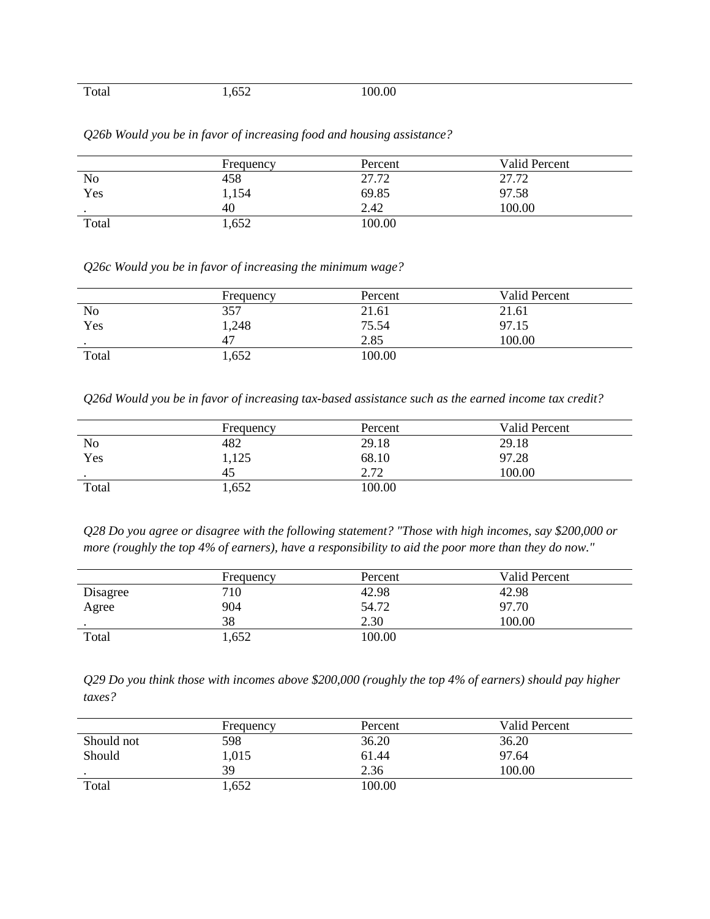| Total | 1,652 | 100.00 | |
|---|---|---|---|

*Q26b Would you be in favor of increasing food and housing assistance?*

| | Frequency | Percent | Valid Percent |
|---|---|---|---|
| No | 458 | 27.72 | 27.72 |
| Yes | 1,154 | 69.85 | 97.58 |
| . | 40 | 2.42 | 100.00 |
| Total | 1,652 | 100.00 | |

*Q26c Would you be in favor of increasing the minimum wage?*

| | Frequency | Percent | Valid Percent |
|---|---|---|---|
| No | 357 | 21.61 | 21.61 |
| Yes | 1,248 | 75.54 | 97.15 |
| . | 47 | 2.85 | 100.00 |
| Total | 1,652 | 100.00 | |

*Q26d Would you be in favor of increasing tax-based assistance such as the earned income tax credit?*

| | Frequency | Percent | Valid Percent |
|---|---|---|---|
| No | 482 | 29.18 | 29.18 |
| Yes | 1,125 | 68.10 | 97.28 |
| . | 45 | 2.72 | 100.00 |
| Total | 1,652 | 100.00 | |

*Q28 Do you agree or disagree with the following statement? "Those with high incomes, say $200,000 or more (roughly the top 4% of earners), have a responsibility to aid the poor more than they do now."*

| | Frequency | Percent | Valid Percent |
|---|---|---|---|
| Disagree | 710 | 42.98 | 42.98 |
| Agree | 904 | 54.72 | 97.70 |
| . | 38 | 2.30 | 100.00 |
| Total | 1,652 | 100.00 | |

*Q29 Do you think those with incomes above $200,000 (roughly the top 4% of earners) should pay higher taxes?*

| | Frequency | Percent | Valid Percent |
|---|---|---|---|
| Should not | 598 | 36.20 | 36.20 |
| Should | 1,015 | 61.44 | 97.64 |
| . | 39 | 2.36 | 100.00 |
| Total | 1,652 | 100.00 | |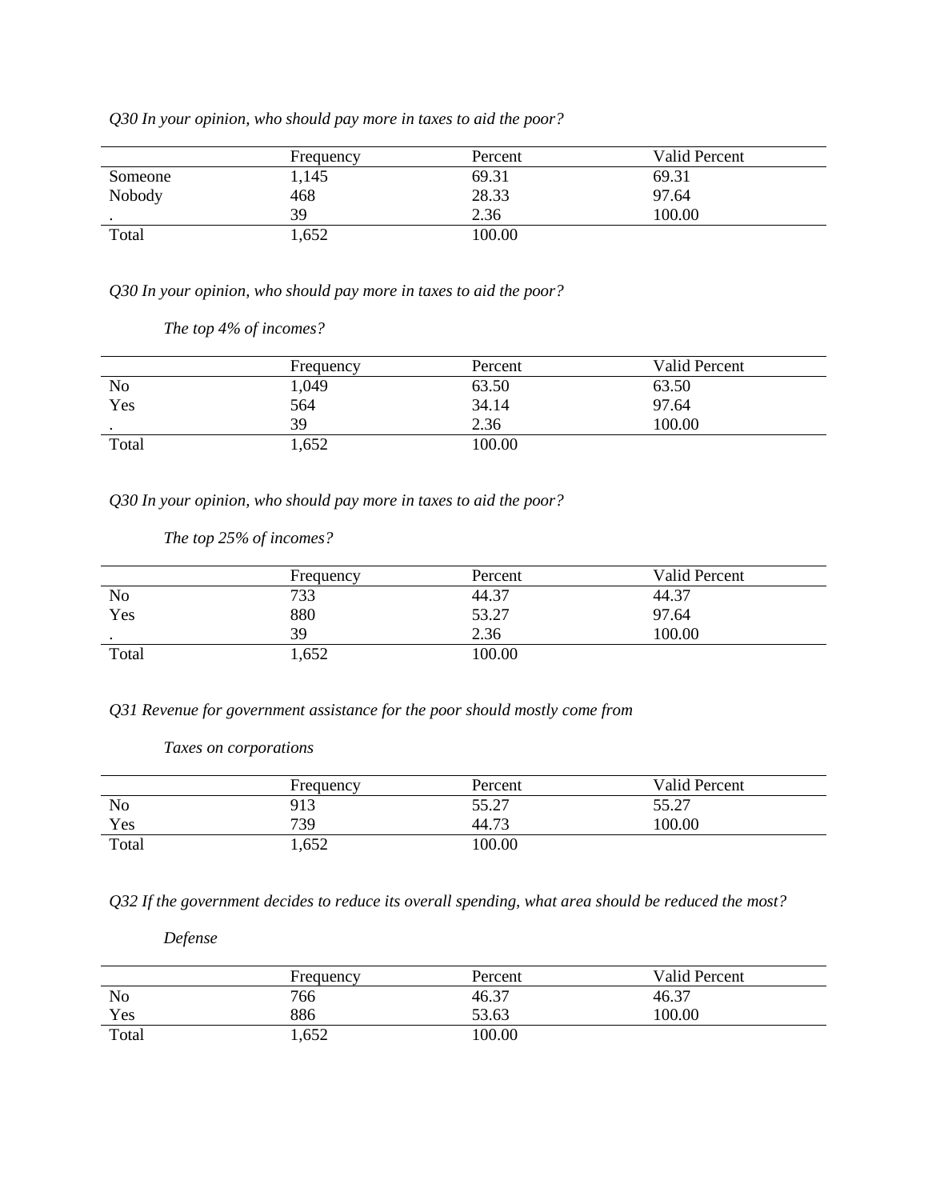*Q30 In your opinion, who should pay more in taxes to aid the poor?*

| | Frequency | Percent | Valid Percent |
|---|---|---|---|
| Someone | 1,145 | 69.31 | 69.31 |
| Nobody | 468 | 28.33 | 97.64 |
| . | 39 | 2.36 | 100.00 |
| Total | 1,652 | 100.00 | |

*Q30 In your opinion, who should pay more in taxes to aid the poor?*

*The top 4% of incomes?*

| | Frequency | Percent | Valid Percent |
|---|---|---|---|
| No | 1,049 | 63.50 | 63.50 |
| Yes | 564 | 34.14 | 97.64 |
| . | 39 | 2.36 | 100.00 |
| Total | 1,652 | 100.00 | |

*Q30 In your opinion, who should pay more in taxes to aid the poor?*

*The top 25% of incomes?*

| | Frequency | Percent | Valid Percent |
|---|---|---|---|
| No | 733 | 44.37 | 44.37 |
| Yes | 880 | 53.27 | 97.64 |
| . | 39 | 2.36 | 100.00 |
| Total | 1,652 | 100.00 | |

*Q31 Revenue for government assistance for the poor should mostly come from*

*Taxes on corporations*

| | Frequency | Percent | Valid Percent |
|---|---|---|---|
| No | 913 | 55.27 | 55.27 |
| Yes | 739 | 44.73 | 100.00 |
| Total | 1,652 | 100.00 | |

*Q32 If the government decides to reduce its overall spending, what area should be reduced the most?*

*Defense*

| | Frequency | Percent | Valid Percent |
|---|---|---|---|
| No | 766 | 46.37 | 46.37 |
| Yes | 886 | 53.63 | 100.00 |
| Total | 1,652 | 100.00 | |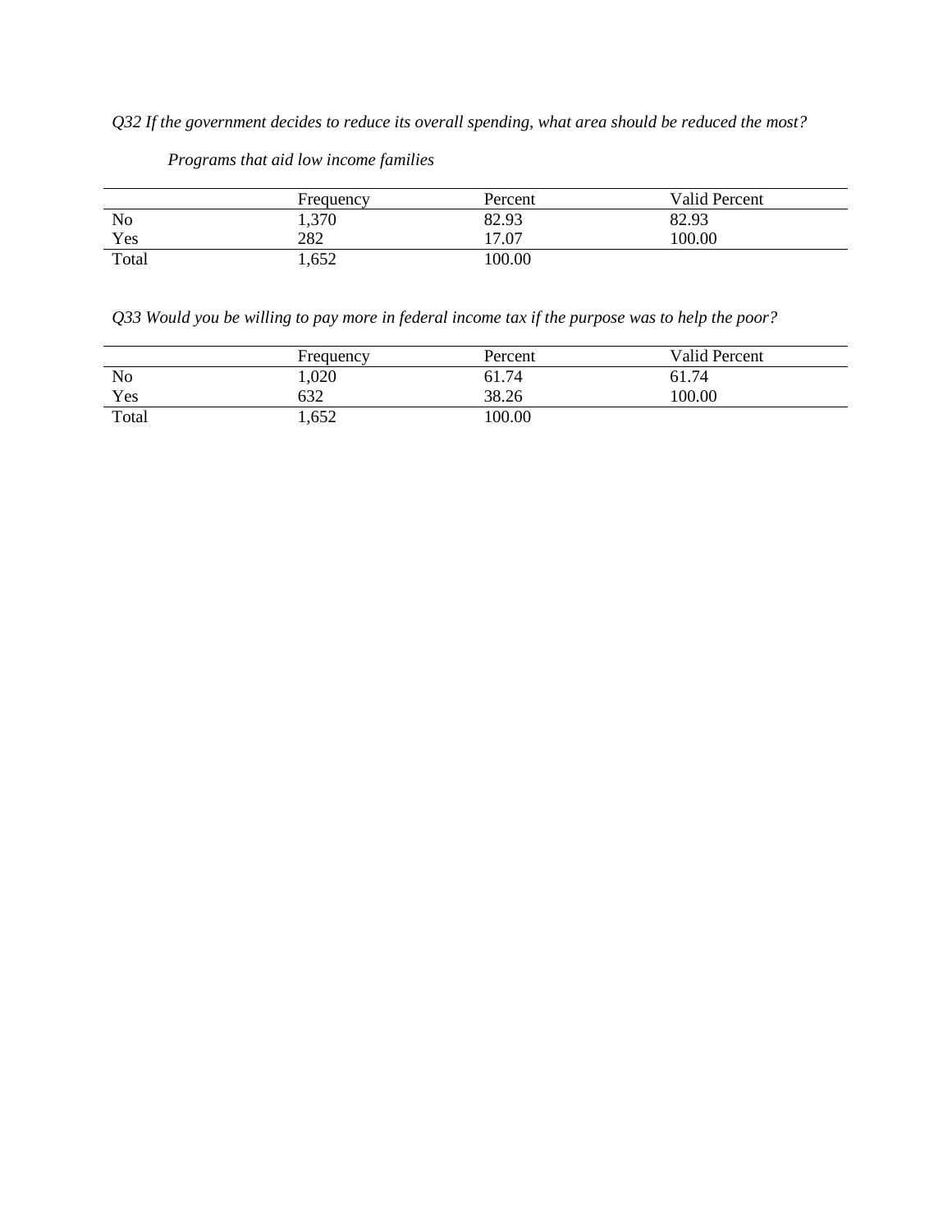*Q32 If the government decides to reduce its overall spending, what area should be reduced the most?*

*Programs that aid low income families*

| | Frequency | Percent | Valid Percent |
|---|---|---|---|
| No | 1,370 | 82.93 | 82.93 |
| Yes | 282 | 17.07 | 100.00 |
| Total | 1,652 | 100.00 | |

*Q33 Would you be willing to pay more in federal income tax if the purpose was to help the poor?*

| | Frequency | Percent | Valid Percent |
|---|---|---|---|
| No | 1,020 | 61.74 | 61.74 |
| Yes | 632 | 38.26 | 100.00 |
| Total | 1,652 | 100.00 | |